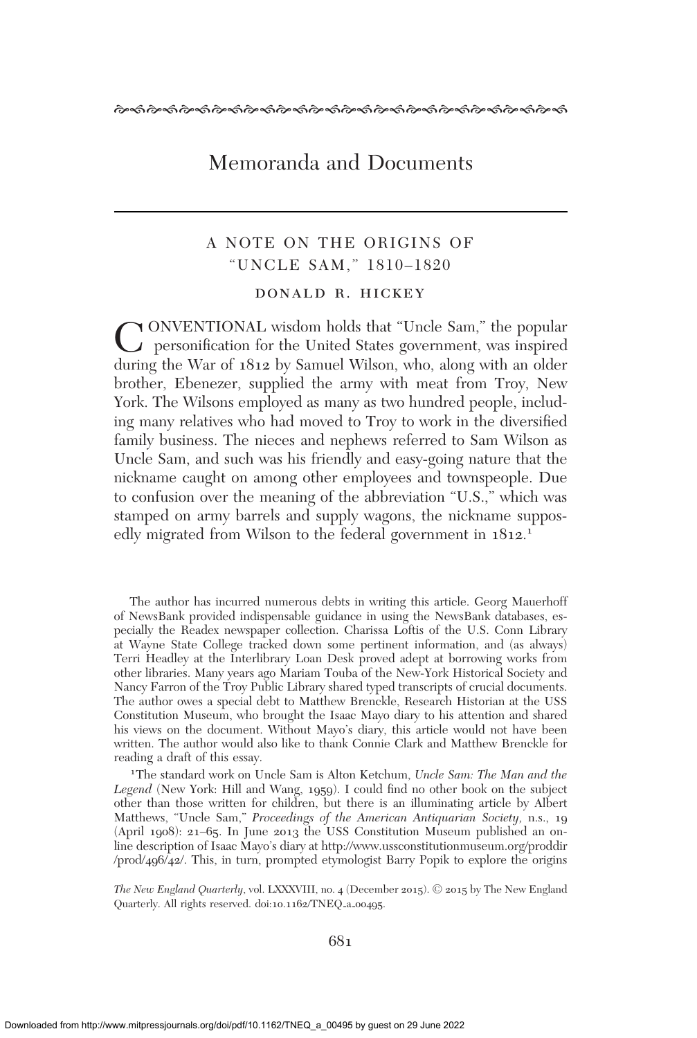# Memoranda and Documents

## A NOTE ON THE ORIGINS OF "UNCLE SAM," 1810–1820

### DONALD R. HICKEY

CONVENTIONAL wisdom holds that "Uncle Sam," the popular personification for the United States government, was inspired during the War of 1812 by Samuel Wilson, who, along with an older brother, Ebenezer, supplied the army with meat from Troy, New York. The Wilsons employed as many as two hundred people, including many relatives who had moved to Troy to work in the diversified family business. The nieces and nephews referred to Sam Wilson as Uncle Sam, and such was his friendly and easy-going nature that the nickname caught on among other employees and townspeople. Due to confusion over the meaning of the abbreviation "U.S.," which was stamped on army barrels and supply wagons, the nickname supposedly migrated from Wilson to the federal government in 1812.[1]

The author has incurred numerous debts in writing this article. Georg Mauerhoff of NewsBank provided indispensable guidance in using the NewsBank databases, especially the Readex newspaper collection. Charissa Loftis of the U.S. Conn Library at Wayne State College tracked down some pertinent information, and (as always) Terri Headley at the Interlibrary Loan Desk proved adept at borrowing works from other libraries. Many years ago Mariam Touba of the New-York Historical Society and Nancy Farron of the Troy Public Library shared typed transcripts of crucial documents. The author owes a special debt to Matthew Brenckle, Research Historian at the USS Constitution Museum, who brought the Isaac Mayo diary to his attention and shared his views on the document. Without Mayo's diary, this article would not have been written. The author would also like to thank Connie Clark and Matthew Brenckle for reading a draft of this essay.

[1]The standard work on Uncle Sam is Alton Ketchum, *Uncle Sam: The Man and the Legend* (New York: Hill and Wang, 1959). I could find no other book on the subject other than those written for children, but there is an illuminating article by Albert Matthews, "Uncle Sam," *Proceedings of the American Antiquarian Society*, n.s., 19 (April 1908): 21–65. In June 2013 the USS Constitution Museum published an online description of Isaac Mayo's diary at http://www.ussconstitutionmuseum.org/proddir/prod/496/42/. This, in turn, prompted etymologist Barry Popik to explore the origins

*The New England Quarterly*, vol. LXXXVIII, no. 4 (December 2015). © 2015 by The New England Quarterly. All rights reserved. doi:10.1162/TNEQ_a_00495.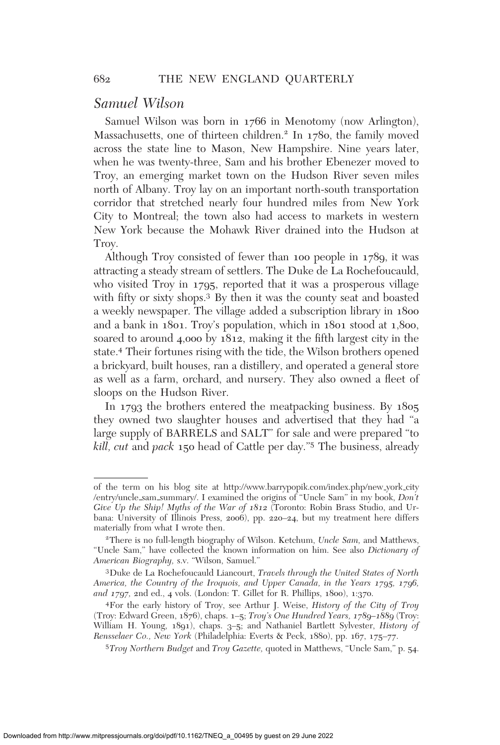## *Samuel Wilson*

Samuel Wilson was born in 1766 in Menotomy (now Arlington), Massachusetts, one of thirteen children.[2] In 1780, the family moved across the state line to Mason, New Hampshire. Nine years later, when he was twenty-three, Sam and his brother Ebenezer moved to Troy, an emerging market town on the Hudson River seven miles north of Albany. Troy lay on an important north-south transportation corridor that stretched nearly four hundred miles from New York City to Montreal; the town also had access to markets in western New York because the Mohawk River drained into the Hudson at Troy.

Although Troy consisted of fewer than 100 people in 1789, it was attracting a steady stream of settlers. The Duke de La Rochefoucauld, who visited Troy in 1795, reported that it was a prosperous village with fifty or sixty shops.[3] By then it was the county seat and boasted a weekly newspaper. The village added a subscription library in 1800 and a bank in 1801. Troy's population, which in 1801 stood at 1,800, soared to around 4,000 by 1812, making it the fifth largest city in the state.[4] Their fortunes rising with the tide, the Wilson brothers opened a brickyard, built houses, ran a distillery, and operated a general store as well as a farm, orchard, and nursery. They also owned a fleet of sloops on the Hudson River.

In 1793 the brothers entered the meatpacking business. By 1805 they owned two slaughter houses and advertised that they had "a large supply of BARRELS and SALT" for sale and were prepared "to *kill, cut* and *pack* 150 head of Cattle per day."[5] The business, already

---

of the term on his blog site at http://www.barrypopik.com/index.php/new_york_city/entry/uncle_sam_summary/. I examined the origins of "Uncle Sam" in my book, *Don't Give Up the Ship! Myths of the War of 1812* (Toronto: Robin Brass Studio, and Urbana: University of Illinois Press, 2006), pp. 220–24, but my treatment here differs materially from what I wrote then.

[2] There is no full-length biography of Wilson. Ketchum, *Uncle Sam*, and Matthews, "Uncle Sam," have collected the known information on him. See also *Dictionary of American Biography*, s.v. "Wilson, Samuel."

[3] Duke de La Rochefoucauld Liancourt, *Travels through the United States of North America, the Country of the Iroquois, and Upper Canada, in the Years 1795, 1796, and 1797*, 2nd ed., 4 vols. (London: T. Gillet for R. Phillips, 1800), 1:370.

[4] For the early history of Troy, see Arthur J. Weise, *History of the City of Troy* (Troy: Edward Green, 1876), chaps. 1–5; *Troy's One Hundred Years, 1789–1889* (Troy: William H. Young, 1891), chaps. 3–5; and Nathaniel Bartlett Sylvester, *History of Rensselaer Co., New York* (Philadelphia: Everts & Peck, 1880), pp. 167, 175–77.

[5] *Troy Northern Budget* and *Troy Gazette*, quoted in Matthews, "Uncle Sam," p. 54.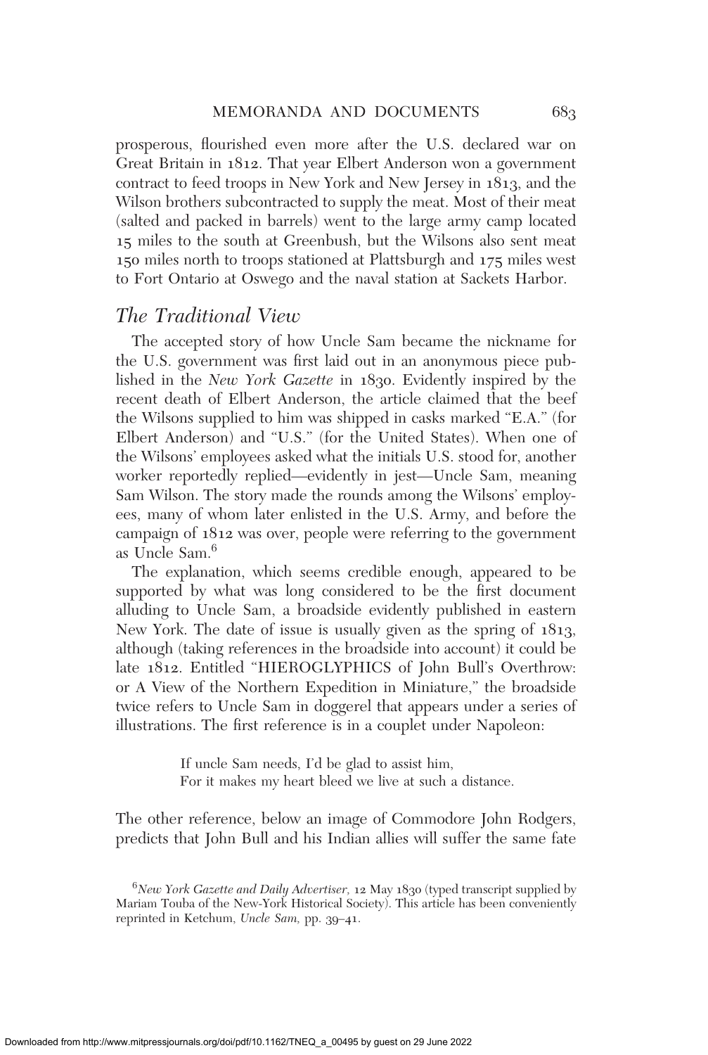prosperous, flourished even more after the U.S. declared war on Great Britain in 1812. That year Elbert Anderson won a government contract to feed troops in New York and New Jersey in 1813, and the Wilson brothers subcontracted to supply the meat. Most of their meat (salted and packed in barrels) went to the large army camp located 15 miles to the south at Greenbush, but the Wilsons also sent meat 150 miles north to troops stationed at Plattsburgh and 175 miles west to Fort Ontario at Oswego and the naval station at Sackets Harbor.

## *The Traditional View*

The accepted story of how Uncle Sam became the nickname for the U.S. government was first laid out in an anonymous piece published in the *New York Gazette* in 1830. Evidently inspired by the recent death of Elbert Anderson, the article claimed that the beef the Wilsons supplied to him was shipped in casks marked "E.A." (for Elbert Anderson) and "U.S." (for the United States). When one of the Wilsons' employees asked what the initials U.S. stood for, another worker reportedly replied—evidently in jest—Uncle Sam, meaning Sam Wilson. The story made the rounds among the Wilsons' employees, many of whom later enlisted in the U.S. Army, and before the campaign of 1812 was over, people were referring to the government as Uncle Sam.[6]

The explanation, which seems credible enough, appeared to be supported by what was long considered to be the first document alluding to Uncle Sam, a broadside evidently published in eastern New York. The date of issue is usually given as the spring of 1813, although (taking references in the broadside into account) it could be late 1812. Entitled "HIEROGLYPHICS of John Bull's Overthrow: or A View of the Northern Expedition in Miniature," the broadside twice refers to Uncle Sam in doggerel that appears under a series of illustrations. The first reference is in a couplet under Napoleon:

> If uncle Sam needs, I'd be glad to assist him,
> For it makes my heart bleed we live at such a distance.

The other reference, below an image of Commodore John Rodgers, predicts that John Bull and his Indian allies will suffer the same fate

[6] *New York Gazette and Daily Advertiser,* 12 May 1830 (typed transcript supplied by Mariam Touba of the New-York Historical Society). This article has been conveniently reprinted in Ketchum, *Uncle Sam,* pp. 39–41.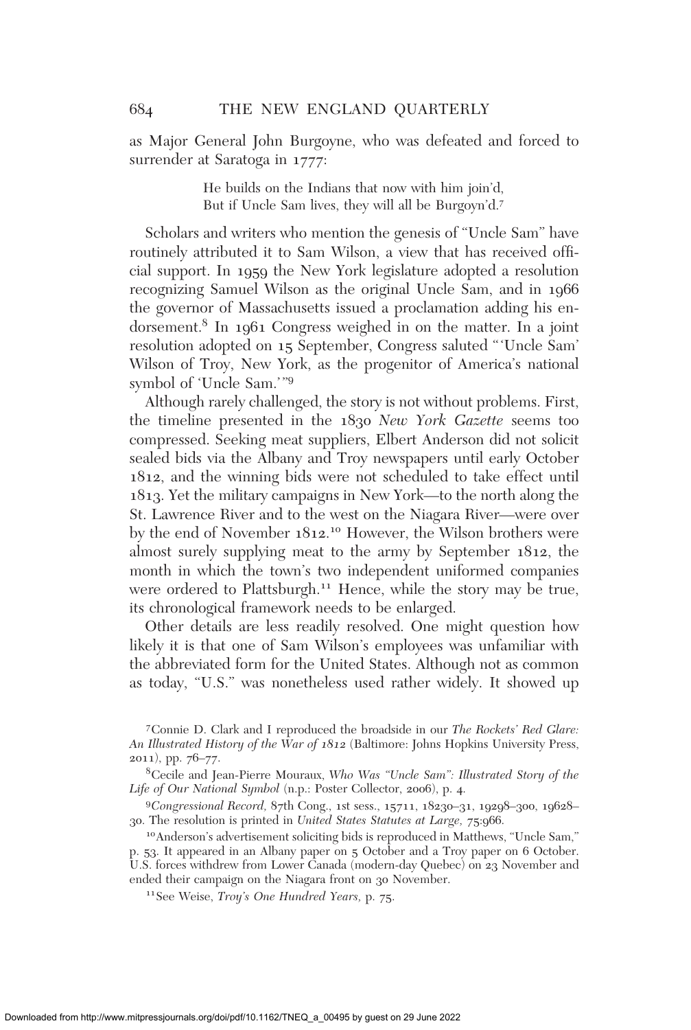as Major General John Burgoyne, who was defeated and forced to surrender at Saratoga in 1777:

> He builds on the Indians that now with him join'd,
> But if Uncle Sam lives, they will all be Burgoyn'd.[7]

Scholars and writers who mention the genesis of "Uncle Sam" have routinely attributed it to Sam Wilson, a view that has received official support. In 1959 the New York legislature adopted a resolution recognizing Samuel Wilson as the original Uncle Sam, and in 1966 the governor of Massachusetts issued a proclamation adding his endorsement.[8] In 1961 Congress weighed in on the matter. In a joint resolution adopted on 15 September, Congress saluted "'Uncle Sam' Wilson of Troy, New York, as the progenitor of America's national symbol of 'Uncle Sam.'"[9]

Although rarely challenged, the story is not without problems. First, the timeline presented in the 1830 *New York Gazette* seems too compressed. Seeking meat suppliers, Elbert Anderson did not solicit sealed bids via the Albany and Troy newspapers until early October 1812, and the winning bids were not scheduled to take effect until 1813. Yet the military campaigns in New York—to the north along the St. Lawrence River and to the west on the Niagara River—were over by the end of November 1812.[10] However, the Wilson brothers were almost surely supplying meat to the army by September 1812, the month in which the town's two independent uniformed companies were ordered to Plattsburgh.[11] Hence, while the story may be true, its chronological framework needs to be enlarged.

Other details are less readily resolved. One might question how likely it is that one of Sam Wilson's employees was unfamiliar with the abbreviated form for the United States. Although not as common as today, "U.S." was nonetheless used rather widely. It showed up

[7] Connie D. Clark and I reproduced the broadside in our *The Rockets' Red Glare: An Illustrated History of the War of 1812* (Baltimore: Johns Hopkins University Press, 2011), pp. 76–77.

[8] Cecile and Jean-Pierre Mouraux, *Who Was "Uncle Sam": Illustrated Story of the Life of Our National Symbol* (n.p.: Poster Collector, 2006), p. 4.

[9] *Congressional Record,* 87th Cong., 1st sess., 15711, 18230–31, 19298–300, 19628–30. The resolution is printed in *United States Statutes at Large,* 75:966.

[10] Anderson's advertisement soliciting bids is reproduced in Matthews, "Uncle Sam," p. 53. It appeared in an Albany paper on 5 October and a Troy paper on 6 October. U.S. forces withdrew from Lower Canada (modern-day Quebec) on 23 November and ended their campaign on the Niagara front on 30 November.

[11] See Weise, *Troy's One Hundred Years,* p. 75.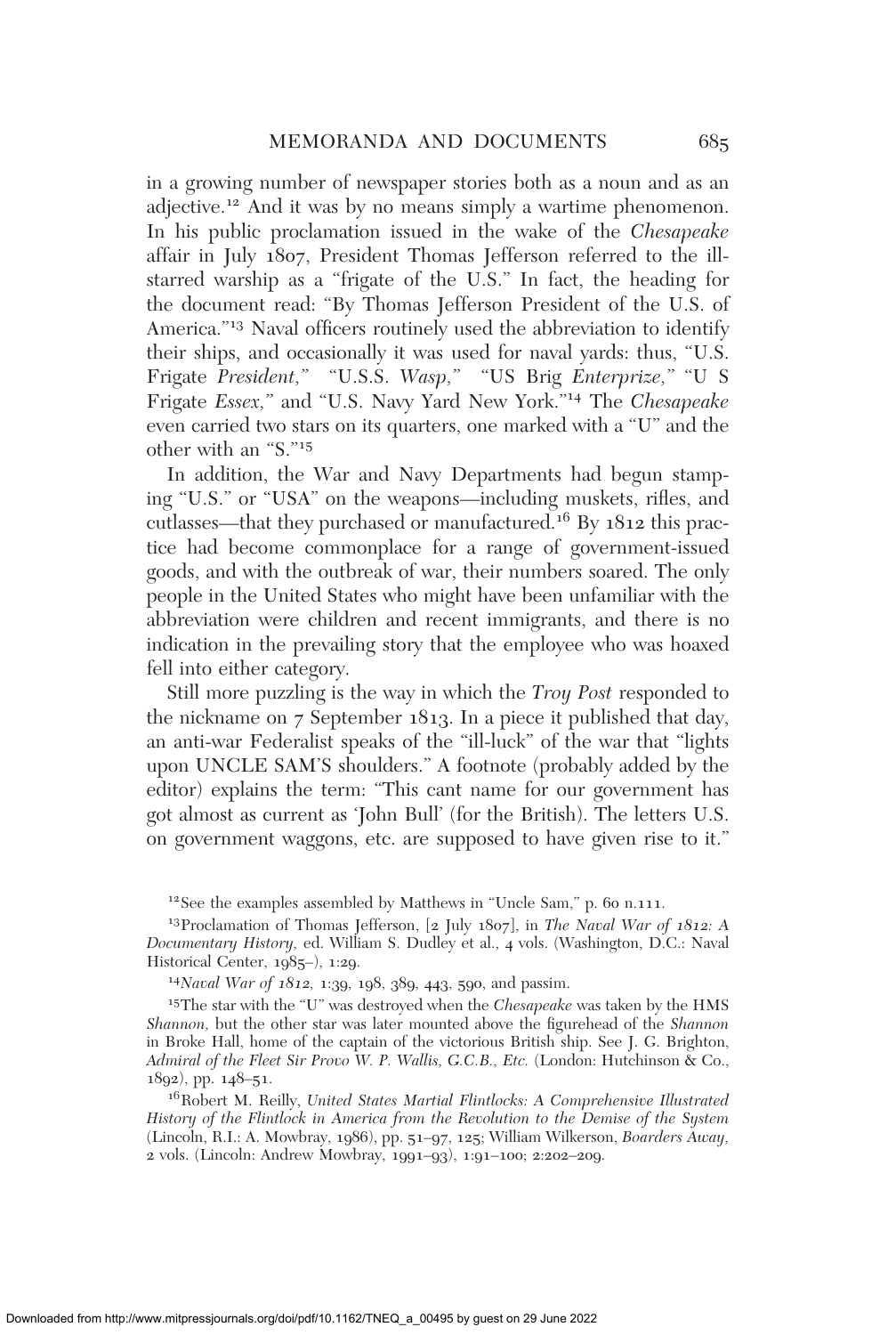in a growing number of newspaper stories both as a noun and as an adjective.[12] And it was by no means simply a wartime phenomenon. In his public proclamation issued in the wake of the *Chesapeake* affair in July 1807, President Thomas Jefferson referred to the ill-starred warship as a "frigate of the U.S." In fact, the heading for the document read: "By Thomas Jefferson President of the U.S. of America."[13] Naval officers routinely used the abbreviation to identify their ships, and occasionally it was used for naval yards: thus, "U.S. Frigate *President,*" "U.S.S. *Wasp,*" "US Brig *Enterprize,*" "U S Frigate *Essex,*" and "U.S. Navy Yard New York."[14] The *Chesapeake* even carried two stars on its quarters, one marked with a "U" and the other with an "S."[15]

In addition, the War and Navy Departments had begun stamping "U.S." or "USA" on the weapons—including muskets, rifles, and cutlasses—that they purchased or manufactured.[16] By 1812 this practice had become commonplace for a range of government-issued goods, and with the outbreak of war, their numbers soared. The only people in the United States who might have been unfamiliar with the abbreviation were children and recent immigrants, and there is no indication in the prevailing story that the employee who was hoaxed fell into either category.

Still more puzzling is the way in which the *Troy Post* responded to the nickname on 7 September 1813. In a piece it published that day, an anti-war Federalist speaks of the "ill-luck" of the war that "lights upon UNCLE SAM'S shoulders." A footnote (probably added by the editor) explains the term: "This cant name for our government has got almost as current as 'John Bull' (for the British). The letters U.S. on government waggons, etc. are supposed to have given rise to it."

[12] See the examples assembled by Matthews in "Uncle Sam," p. 60 n.111.

[13] Proclamation of Thomas Jefferson, [2 July 1807], in *The Naval War of 1812: A Documentary History,* ed. William S. Dudley et al., 4 vols. (Washington, D.C.: Naval Historical Center, 1985–), 1:29.

[14] *Naval War of 1812,* 1:39, 198, 389, 443, 590, and passim.

[15] The star with the "U" was destroyed when the *Chesapeake* was taken by the HMS *Shannon,* but the other star was later mounted above the figurehead of the *Shannon* in Broke Hall, home of the captain of the victorious British ship. See J. G. Brighton, *Admiral of the Fleet Sir Provo W. P. Wallis, G.C.B., Etc.* (London: Hutchinson & Co., 1892), pp. 148–51.

[16] Robert M. Reilly, *United States Martial Flintlocks: A Comprehensive Illustrated History of the Flintlock in America from the Revolution to the Demise of the System* (Lincoln, R.I.: A. Mowbray, 1986), pp. 51–97, 125; William Wilkerson, *Boarders Away,* 2 vols. (Lincoln: Andrew Mowbray, 1991–93), 1:91–100; 2:202–209.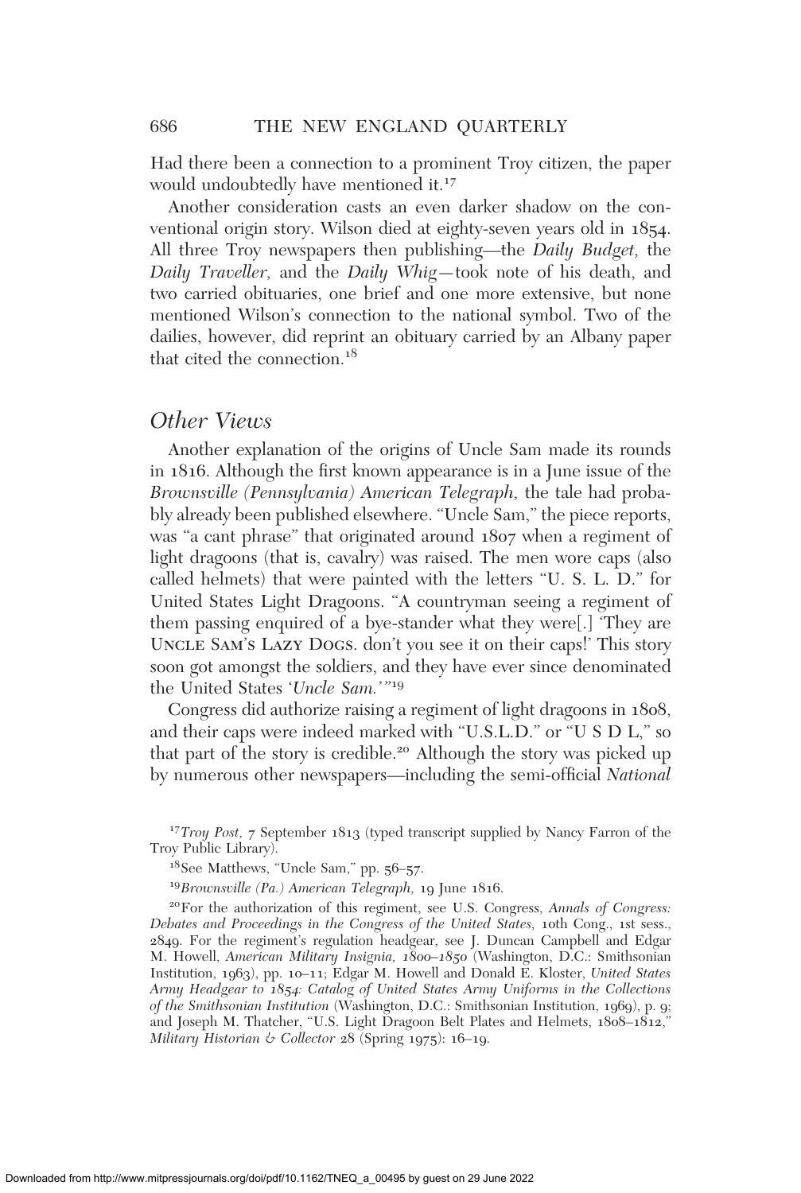Had there been a connection to a prominent Troy citizen, the paper would undoubtedly have mentioned it.[17]

Another consideration casts an even darker shadow on the conventional origin story. Wilson died at eighty-seven years old in 1854. All three Troy newspapers then publishing—the *Daily Budget*, the *Daily Traveller*, and the *Daily Whig*—took note of his death, and two carried obituaries, one brief and one more extensive, but none mentioned Wilson's connection to the national symbol. Two of the dailies, however, did reprint an obituary carried by an Albany paper that cited the connection.[18]

## *Other Views*

Another explanation of the origins of Uncle Sam made its rounds in 1816. Although the first known appearance is in a June issue of the *Brownsville (Pennsylvania) American Telegraph*, the tale had probably already been published elsewhere. "Uncle Sam," the piece reports, was "a cant phrase" that originated around 1807 when a regiment of light dragoons (that is, cavalry) was raised. The men wore caps (also called helmets) that were painted with the letters "U. S. L. D." for United States Light Dragoons. "A countryman seeing a regiment of them passing enquired of a bye-stander what they were[.] 'They are UNCLE SAM'S LAZY DOGS. don't you see it on their caps!' This story soon got amongst the soldiers, and they have ever since denominated the United States '*Uncle Sam.*'"[19]

Congress did authorize raising a regiment of light dragoons in 1808, and their caps were indeed marked with "U.S.L.D." or "U S D L," so that part of the story is credible.[20] Although the story was picked up by numerous other newspapers—including the semi-official *National*

[17] *Troy Post*, 7 September 1813 (typed transcript supplied by Nancy Farron of the Troy Public Library).

[18] See Matthews, "Uncle Sam," pp. 56–57.

[19] *Brownsville (Pa.) American Telegraph*, 19 June 1816.

[20] For the authorization of this regiment, see U.S. Congress, *Annals of Congress: Debates and Proceedings in the Congress of the United States*, 10th Cong., 1st sess., 2849. For the regiment's regulation headgear, see J. Duncan Campbell and Edgar M. Howell, *American Military Insignia, 1800–1850* (Washington, D.C.: Smithsonian Institution, 1963), pp. 10–11; Edgar M. Howell and Donald E. Kloster, *United States Army Headgear to 1854: Catalog of United States Army Uniforms in the Collections of the Smithsonian Institution* (Washington, D.C.: Smithsonian Institution, 1969), p. 9; and Joseph M. Thatcher, "U.S. Light Dragoon Belt Plates and Helmets, 1808–1812," *Military Historian & Collector* 28 (Spring 1975): 16–19.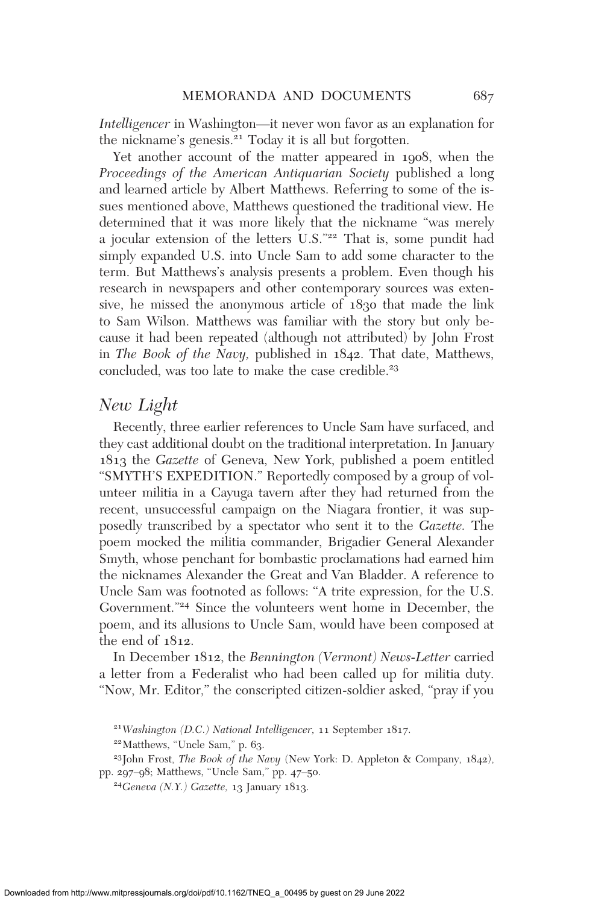*Intelligencer* in Washington—it never won favor as an explanation for the nickname's genesis.[21] Today it is all but forgotten.

Yet another account of the matter appeared in 1908, when the *Proceedings of the American Antiquarian Society* published a long and learned article by Albert Matthews. Referring to some of the issues mentioned above, Matthews questioned the traditional view. He determined that it was more likely that the nickname "was merely a jocular extension of the letters U.S."[22] That is, some pundit had simply expanded U.S. into Uncle Sam to add some character to the term. But Matthews's analysis presents a problem. Even though his research in newspapers and other contemporary sources was extensive, he missed the anonymous article of 1830 that made the link to Sam Wilson. Matthews was familiar with the story but only because it had been repeated (although not attributed) by John Frost in *The Book of the Navy,* published in 1842. That date, Matthews, concluded, was too late to make the case credible.[23]

## *New Light*

Recently, three earlier references to Uncle Sam have surfaced, and they cast additional doubt on the traditional interpretation. In January 1813 the *Gazette* of Geneva, New York, published a poem entitled "SMYTH'S EXPEDITION." Reportedly composed by a group of volunteer militia in a Cayuga tavern after they had returned from the recent, unsuccessful campaign on the Niagara frontier, it was supposedly transcribed by a spectator who sent it to the *Gazette.* The poem mocked the militia commander, Brigadier General Alexander Smyth, whose penchant for bombastic proclamations had earned him the nicknames Alexander the Great and Van Bladder. A reference to Uncle Sam was footnoted as follows: "A trite expression, for the U.S. Government."[24] Since the volunteers went home in December, the poem, and its allusions to Uncle Sam, would have been composed at the end of 1812.

In December 1812, the *Bennington (Vermont) News-Letter* carried a letter from a Federalist who had been called up for militia duty. "Now, Mr. Editor," the conscripted citizen-soldier asked, "pray if you

[21] *Washington (D.C.) National Intelligencer,* 11 September 1817.

[22] Matthews, "Uncle Sam," p. 63.

[23] John Frost, *The Book of the Navy* (New York: D. Appleton & Company, 1842), pp. 297–98; Matthews, "Uncle Sam," pp. 47–50.

[24] *Geneva (N.Y.) Gazette,* 13 January 1813.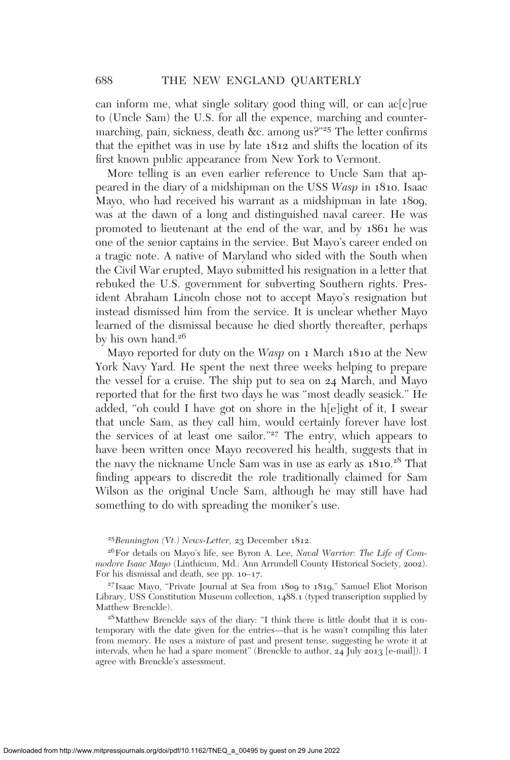can inform me, what single solitary good thing will, or can ac[c]rue to (Uncle Sam) the U.S. for all the expence, marching and counter-marching, pain, sickness, death &c. among us?"[25] The letter confirms that the epithet was in use by late 1812 and shifts the location of its first known public appearance from New York to Vermont.

More telling is an even earlier reference to Uncle Sam that appeared in the diary of a midshipman on the USS *Wasp* in 1810. Isaac Mayo, who had received his warrant as a midshipman in late 1809, was at the dawn of a long and distinguished naval career. He was promoted to lieutenant at the end of the war, and by 1861 he was one of the senior captains in the service. But Mayo's career ended on a tragic note. A native of Maryland who sided with the South when the Civil War erupted, Mayo submitted his resignation in a letter that rebuked the U.S. government for subverting Southern rights. President Abraham Lincoln chose not to accept Mayo's resignation but instead dismissed him from the service. It is unclear whether Mayo learned of the dismissal because he died shortly thereafter, perhaps by his own hand.[26]

Mayo reported for duty on the *Wasp* on 1 March 1810 at the New York Navy Yard. He spent the next three weeks helping to prepare the vessel for a cruise. The ship put to sea on 24 March, and Mayo reported that for the first two days he was "most deadly seasick." He added, "oh could I have got on shore in the h[e]ight of it, I swear that uncle Sam, as they call him, would certainly forever have lost the services of at least one sailor."[27] The entry, which appears to have been written once Mayo recovered his health, suggests that in the navy the nickname Uncle Sam was in use as early as 1810.[28] That finding appears to discredit the role traditionally claimed for Sam Wilson as the original Uncle Sam, although he may still have had something to do with spreading the moniker's use.

---

[25] *Bennington (Vt.) News-Letter*, 23 December 1812.

[26] For details on Mayo's life, see Byron A. Lee, *Naval Warrior: The Life of Commodore Isaac Mayo* (Linthicum, Md.: Ann Arrundell County Historical Society, 2002). For his dismissal and death, see pp. 10–17.

[27] Isaac Mayo, "Private Journal at Sea from 1809 to 1819," Samuel Eliot Morison Library, USS Constitution Museum collection, 1488.1 (typed transcription supplied by Matthew Brenckle).

[28] Matthew Brenckle says of the diary: "I think there is little doubt that it is contemporary with the date given for the entries—that is he wasn't compiling this later from memory. He uses a mixture of past and present tense, suggesting he wrote it at intervals, when he had a spare moment" (Brenckle to author, 24 July 2013 [e-mail]). I agree with Brenckle's assessment.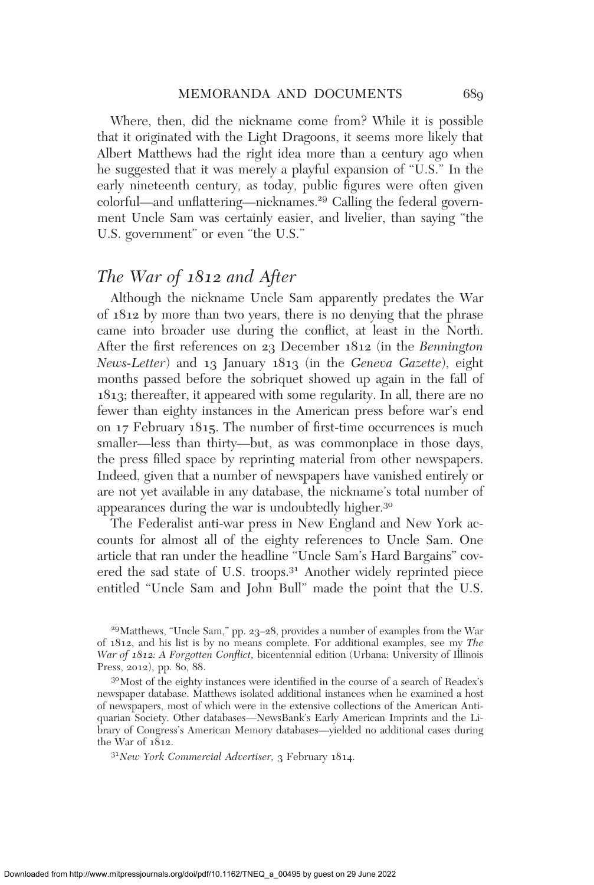Where, then, did the nickname come from? While it is possible that it originated with the Light Dragoons, it seems more likely that Albert Matthews had the right idea more than a century ago when he suggested that it was merely a playful expansion of "U.S." In the early nineteenth century, as today, public figures were often given colorful—and unflattering—nicknames.[29] Calling the federal government Uncle Sam was certainly easier, and livelier, than saying "the U.S. government" or even "the U.S."

## *The War of 1812 and After*

Although the nickname Uncle Sam apparently predates the War of 1812 by more than two years, there is no denying that the phrase came into broader use during the conflict, at least in the North. After the first references on 23 December 1812 (in the *Bennington News-Letter*) and 13 January 1813 (in the *Geneva Gazette*), eight months passed before the sobriquet showed up again in the fall of 1813; thereafter, it appeared with some regularity. In all, there are no fewer than eighty instances in the American press before war's end on 17 February 1815. The number of first-time occurrences is much smaller—less than thirty—but, as was commonplace in those days, the press filled space by reprinting material from other newspapers. Indeed, given that a number of newspapers have vanished entirely or are not yet available in any database, the nickname's total number of appearances during the war is undoubtedly higher.[30]

The Federalist anti-war press in New England and New York accounts for almost all of the eighty references to Uncle Sam. One article that ran under the headline "Uncle Sam's Hard Bargains" covered the sad state of U.S. troops.[31] Another widely reprinted piece entitled "Uncle Sam and John Bull" made the point that the U.S.

---

[29] Matthews, "Uncle Sam," pp. 23–28, provides a number of examples from the War of 1812, and his list is by no means complete. For additional examples, see my *The War of 1812: A Forgotten Conflict,* bicentennial edition (Urbana: University of Illinois Press, 2012), pp. 80, 88.

[30] Most of the eighty instances were identified in the course of a search of Readex's newspaper database. Matthews isolated additional instances when he examined a host of newspapers, most of which were in the extensive collections of the American Antiquarian Society. Other databases—NewsBank's Early American Imprints and the Library of Congress's American Memory databases—yielded no additional cases during the War of 1812.

[31] *New York Commercial Advertiser,* 3 February 1814.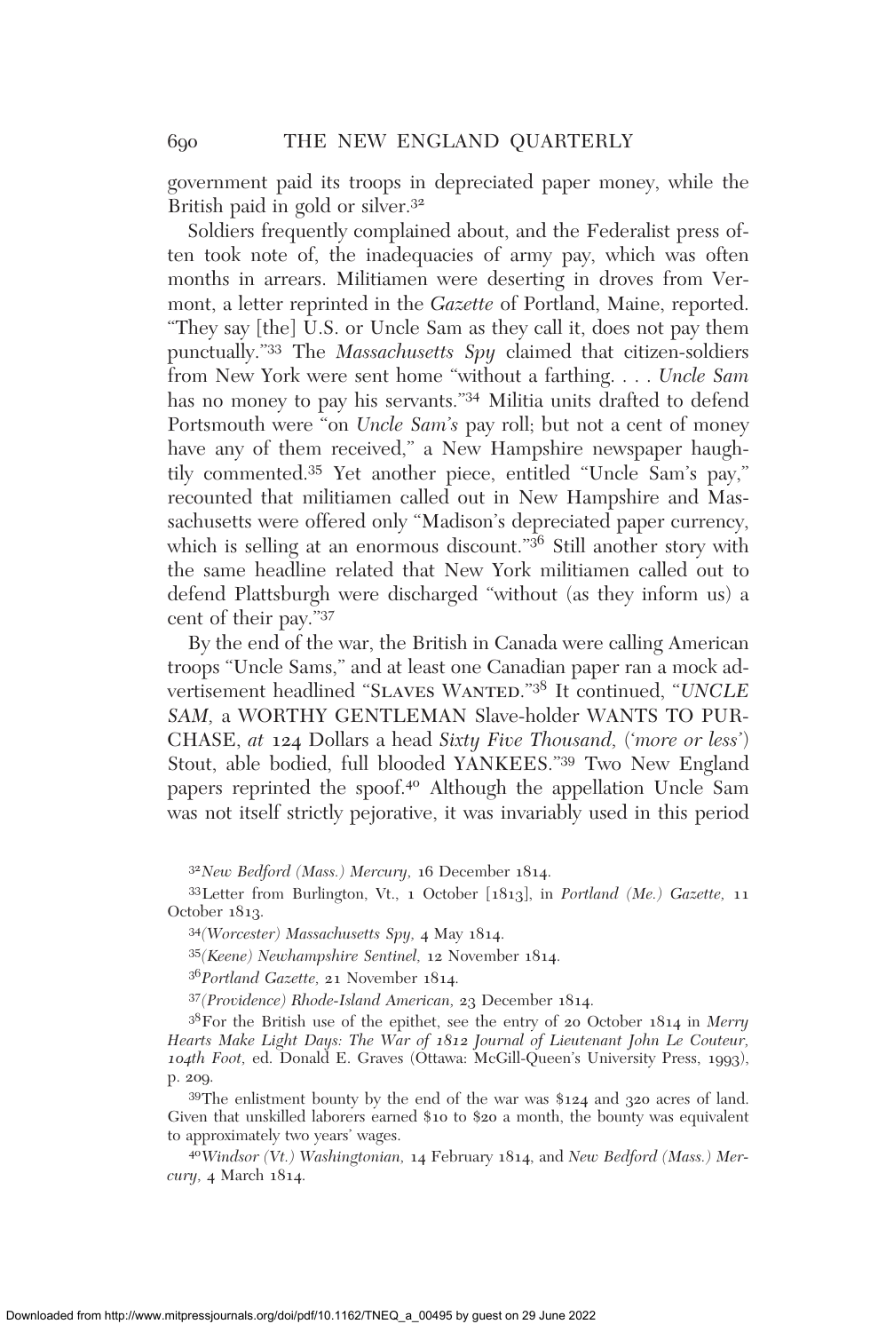government paid its troops in depreciated paper money, while the British paid in gold or silver.[32]

Soldiers frequently complained about, and the Federalist press often took note of, the inadequacies of army pay, which was often months in arrears. Militiamen were deserting in droves from Vermont, a letter reprinted in the *Gazette* of Portland, Maine, reported. "They say [the] U.S. or Uncle Sam as they call it, does not pay them punctually."[33] The *Massachusetts Spy* claimed that citizen-soldiers from New York were sent home "without a farthing. . . . *Uncle Sam* has no money to pay his servants."[34] Militia units drafted to defend Portsmouth were "on *Uncle Sam's* pay roll; but not a cent of money have any of them received," a New Hampshire newspaper haughtily commented.[35] Yet another piece, entitled "Uncle Sam's pay," recounted that militiamen called out in New Hampshire and Massachusetts were offered only "Madison's depreciated paper currency, which is selling at an enormous discount."[36] Still another story with the same headline related that New York militiamen called out to defend Plattsburgh were discharged "without (as they inform us) a cent of their pay."[37]

By the end of the war, the British in Canada were calling American troops "Uncle Sams," and at least one Canadian paper ran a mock advertisement headlined "Slaves Wanted."[38] It continued, "*UNCLE SAM*, a WORTHY GENTLEMAN Slave-holder WANTS TO PURCHASE, *at* 124 Dollars a head *Sixty Five Thousand,* (*'more or less'*) Stout, able bodied, full blooded YANKEES."[39] Two New England papers reprinted the spoof.[40] Although the appellation Uncle Sam was not itself strictly pejorative, it was invariably used in this period

[32] *New Bedford (Mass.) Mercury,* 16 December 1814.

[33] Letter from Burlington, Vt., 1 October [1813], in *Portland (Me.) Gazette,* 11 October 1813.

[34] *(Worcester) Massachusetts Spy,* 4 May 1814.

[35] *(Keene) Newhampshire Sentinel,* 12 November 1814.

[36] *Portland Gazette,* 21 November 1814.

[37] *(Providence) Rhode-Island American,* 23 December 1814.

[38] For the British use of the epithet, see the entry of 20 October 1814 in *Merry Hearts Make Light Days: The War of 1812 Journal of Lieutenant John Le Couteur, 104th Foot,* ed. Donald E. Graves (Ottawa: McGill-Queen's University Press, 1993), p. 209.

[39] The enlistment bounty by the end of the war was $124 and 320 acres of land. Given that unskilled laborers earned $10 to $20 a month, the bounty was equivalent to approximately two years' wages.

[40] *Windsor (Vt.) Washingtonian,* 14 February 1814, and *New Bedford (Mass.) Mercury,* 4 March 1814.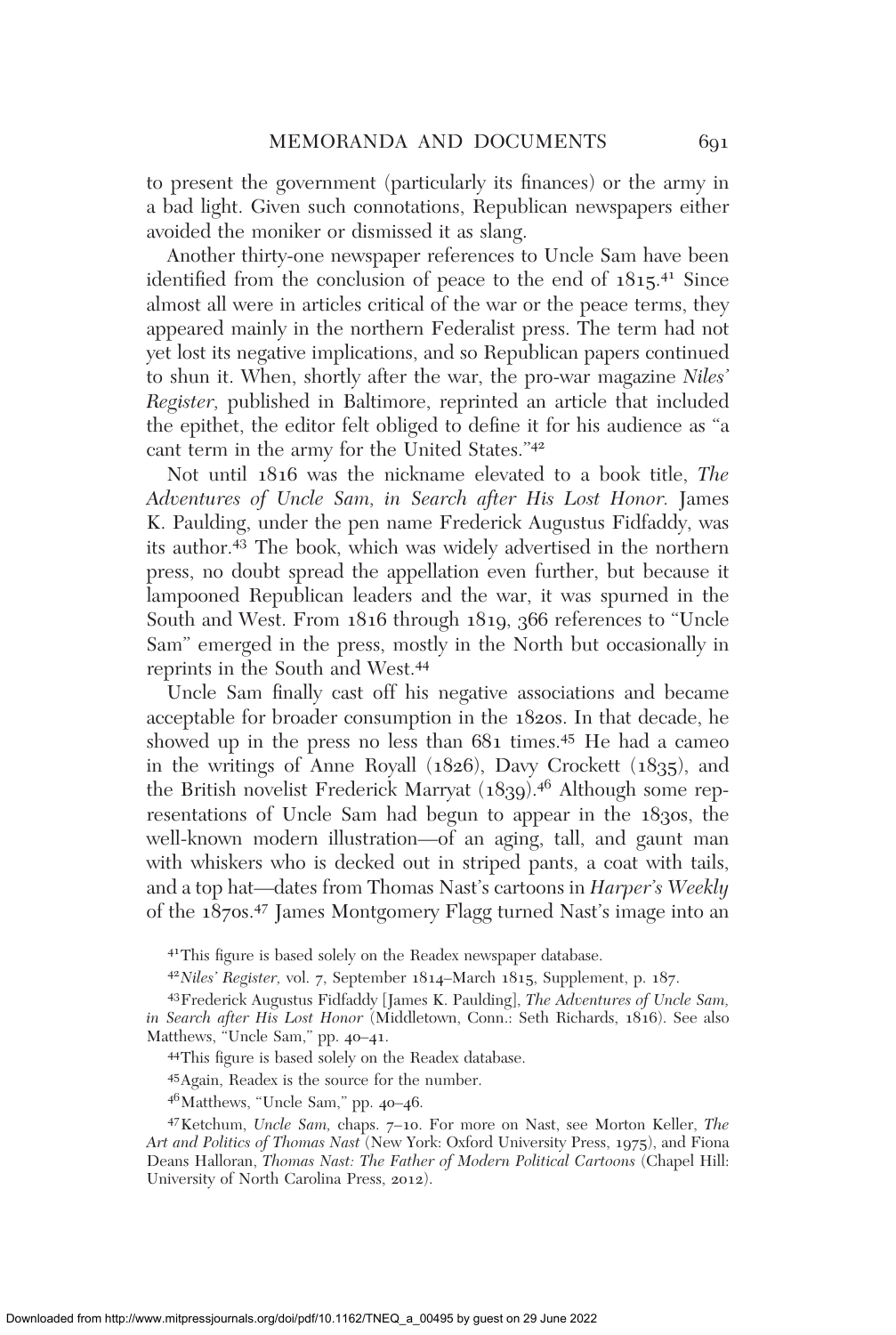to present the government (particularly its finances) or the army in a bad light. Given such connotations, Republican newspapers either avoided the moniker or dismissed it as slang.

Another thirty-one newspaper references to Uncle Sam have been identified from the conclusion of peace to the end of 1815.[41] Since almost all were in articles critical of the war or the peace terms, they appeared mainly in the northern Federalist press. The term had not yet lost its negative implications, and so Republican papers continued to shun it. When, shortly after the war, the pro-war magazine *Niles' Register,* published in Baltimore, reprinted an article that included the epithet, the editor felt obliged to define it for his audience as "a cant term in the army for the United States."[42]

Not until 1816 was the nickname elevated to a book title, *The Adventures of Uncle Sam, in Search after His Lost Honor.* James K. Paulding, under the pen name Frederick Augustus Fidfaddy, was its author.[43] The book, which was widely advertised in the northern press, no doubt spread the appellation even further, but because it lampooned Republican leaders and the war, it was spurned in the South and West. From 1816 through 1819, 366 references to "Uncle Sam" emerged in the press, mostly in the North but occasionally in reprints in the South and West.[44]

Uncle Sam finally cast off his negative associations and became acceptable for broader consumption in the 1820s. In that decade, he showed up in the press no less than 681 times.[45] He had a cameo in the writings of Anne Royall (1826), Davy Crockett (1835), and the British novelist Frederick Marryat (1839).[46] Although some representations of Uncle Sam had begun to appear in the 1830s, the well-known modern illustration—of an aging, tall, and gaunt man with whiskers who is decked out in striped pants, a coat with tails, and a top hat—dates from Thomas Nast's cartoons in *Harper's Weekly* of the 1870s.[47] James Montgomery Flagg turned Nast's image into an

[41]This figure is based solely on the Readex newspaper database.

[42]*Niles' Register,* vol. 7, September 1814–March 1815, Supplement, p. 187.

[43]Frederick Augustus Fidfaddy [James K. Paulding], *The Adventures of Uncle Sam, in Search after His Lost Honor* (Middletown, Conn.: Seth Richards, 1816). See also Matthews, "Uncle Sam," pp. 40–41.

[44]This figure is based solely on the Readex database.

[45]Again, Readex is the source for the number.

[46]Matthews, "Uncle Sam," pp. 40–46.

[47]Ketchum, *Uncle Sam,* chaps. 7–10. For more on Nast, see Morton Keller, *The Art and Politics of Thomas Nast* (New York: Oxford University Press, 1975), and Fiona Deans Halloran, *Thomas Nast: The Father of Modern Political Cartoons* (Chapel Hill: University of North Carolina Press, 2012).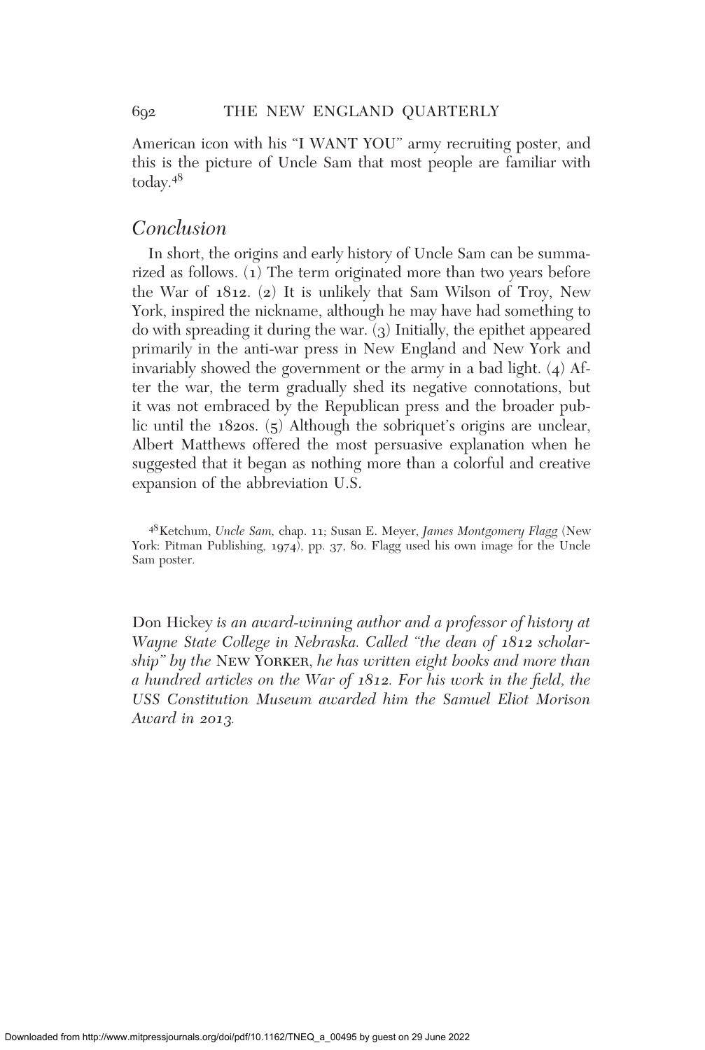American icon with his "I WANT YOU" army recruiting poster, and this is the picture of Uncle Sam that most people are familiar with today.[48]

## *Conclusion*

In short, the origins and early history of Uncle Sam can be summarized as follows. (1) The term originated more than two years before the War of 1812. (2) It is unlikely that Sam Wilson of Troy, New York, inspired the nickname, although he may have had something to do with spreading it during the war. (3) Initially, the epithet appeared primarily in the anti-war press in New England and New York and invariably showed the government or the army in a bad light. (4) After the war, the term gradually shed its negative connotations, but it was not embraced by the Republican press and the broader public until the 1820s. (5) Although the sobriquet's origins are unclear, Albert Matthews offered the most persuasive explanation when he suggested that it began as nothing more than a colorful and creative expansion of the abbreviation U.S.

[48]Ketchum, *Uncle Sam,* chap. 11; Susan E. Meyer, *James Montgomery Flagg* (New York: Pitman Publishing, 1974), pp. 37, 80. Flagg used his own image for the Uncle Sam poster.

Don Hickey *is an award-winning author and a professor of history at Wayne State College in Nebraska. Called "the dean of 1812 scholarship" by the* New Yorker, *he has written eight books and more than a hundred articles on the War of 1812. For his work in the field, the USS Constitution Museum awarded him the Samuel Eliot Morison Award in 2013.*